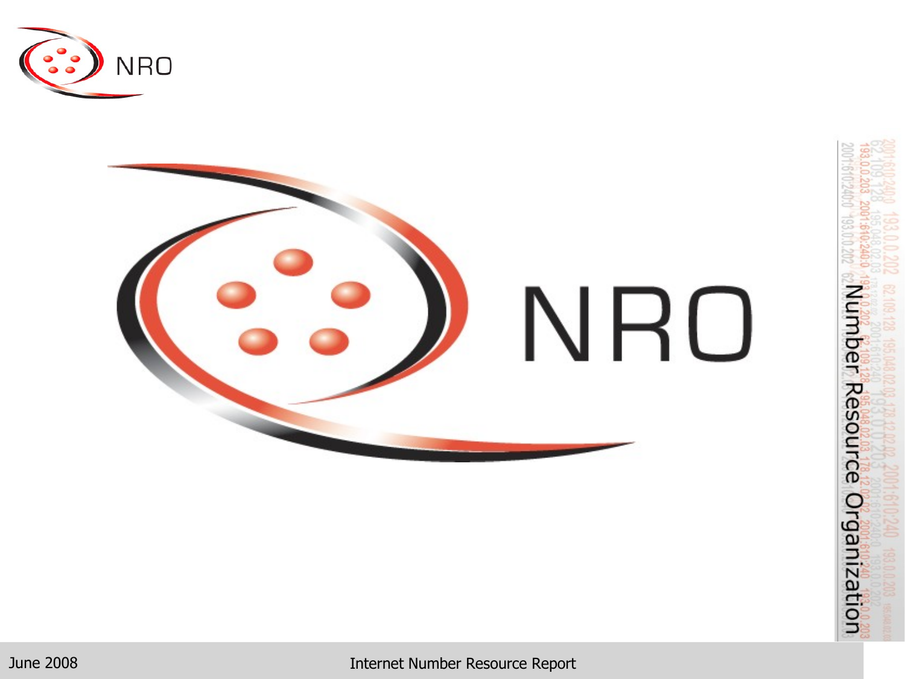# NRO

Number Resource Organization

June 2008

Internet Number Resource Report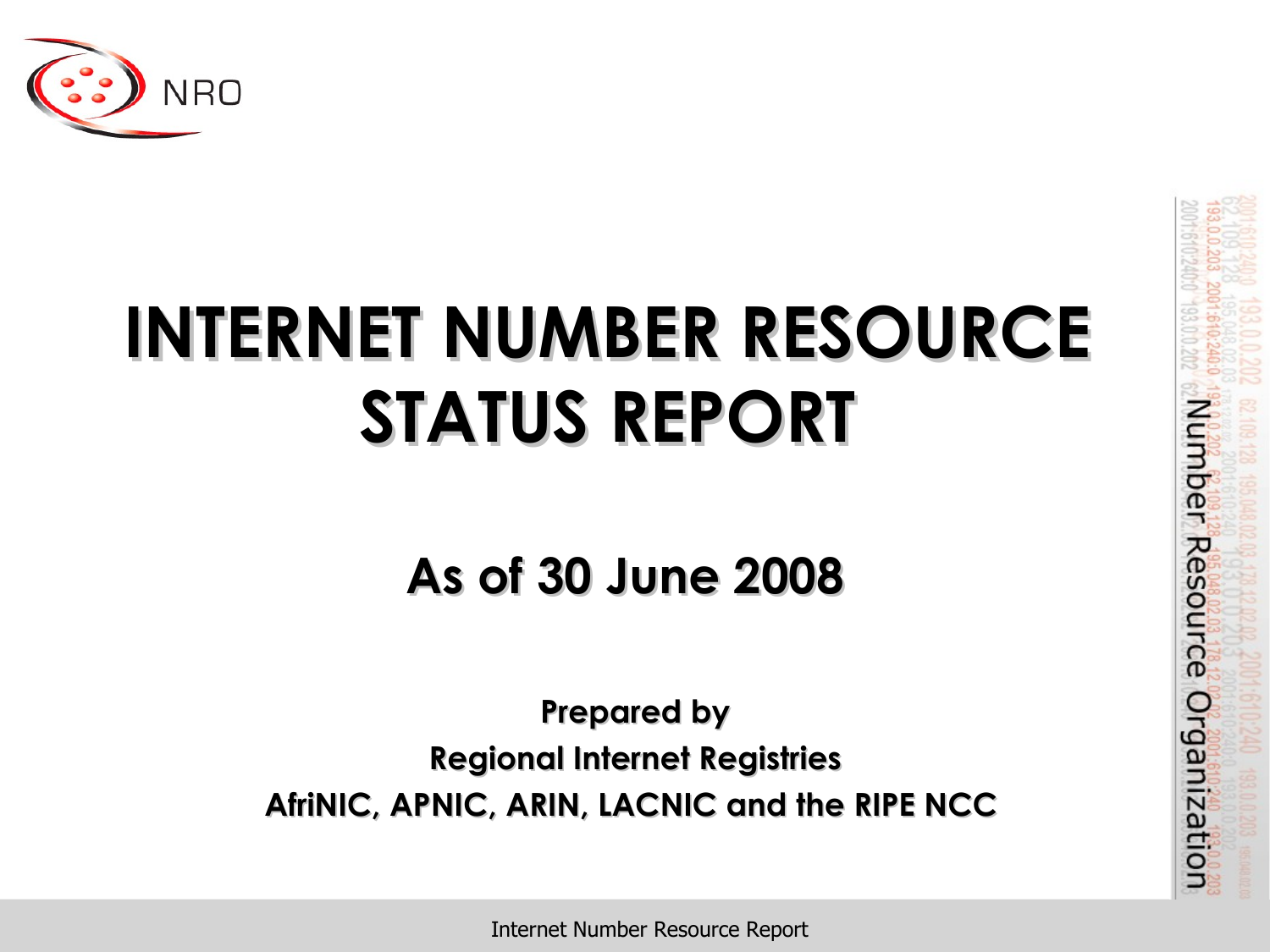# INTERNET NUMBER RESOURCE STATUS REPORT

## As of 30 June 2008

**Prepared by**

**Regional Internet Registries**

**AfriNIC, APNIC, ARIN, LACNIC and the RIPE NCC**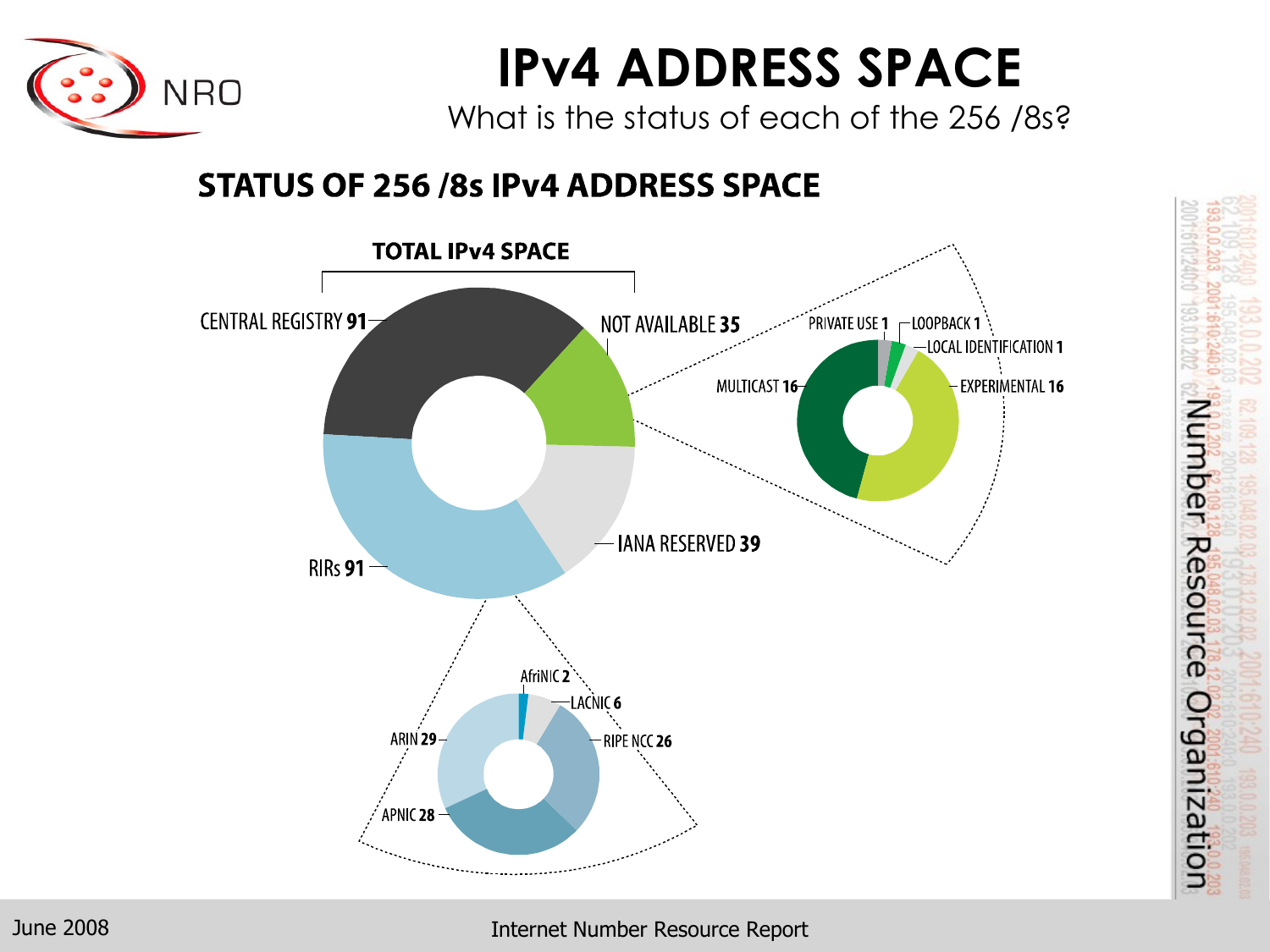# IPv4 ADDRESS SPACE

What is the status of each of the 256 /8s?

## STATUS OF 256 /8s IPv4 ADDRESS SPACE

**TOTAL IPv4 SPACE**

- CENTRAL REGISTRY **91**
- NOT AVAILABLE **35**
- IANA RESERVED **39**
- RIRs **91**

NOT AVAILABLE breakdown:

- PRIVATE USE **1**
- LOOPBACK **1**
- LOCAL IDENTIFICATION **1**
- EXPERIMENTAL **16**
- MULTICAST **16**

RIRs breakdown:

- AfriNIC **2**
- LACNIC **6**
- RIPE NCC **26**
- APNIC **28**
- ARIN **29**

June 2008

Internet Number Resource Report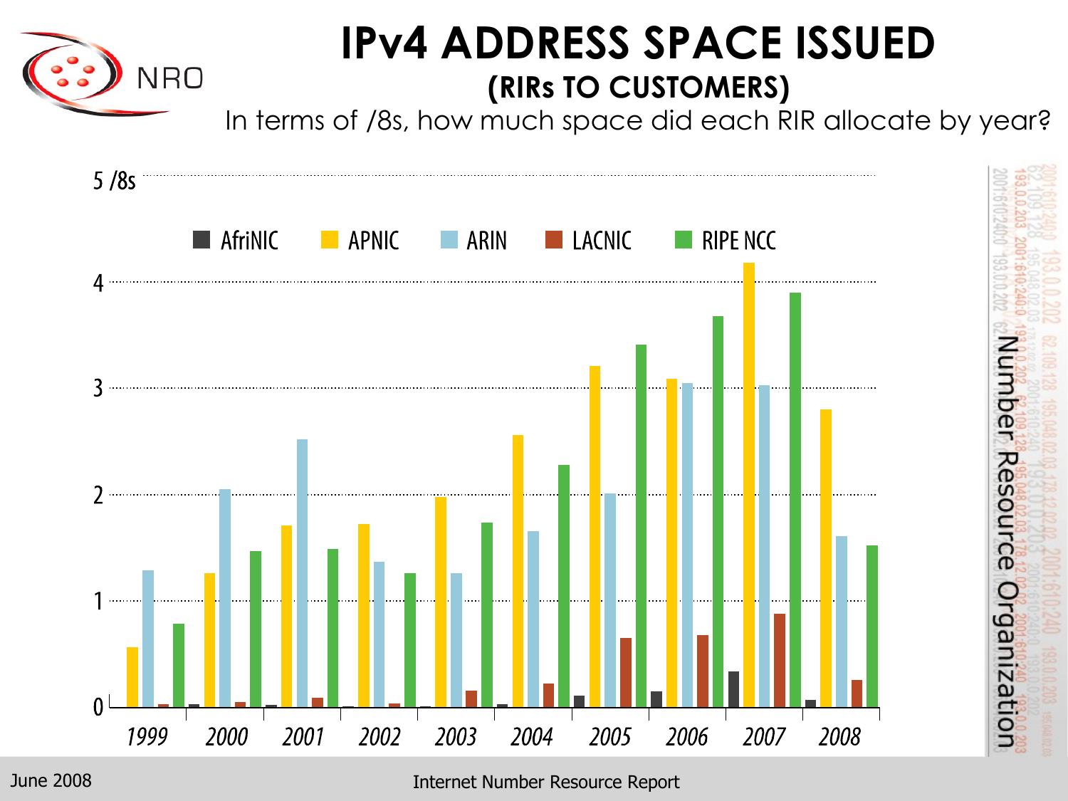# IPv4 ADDRESS SPACE ISSUED

## (RIRs TO CUSTOMERS)

In terms of /8s, how much space did each RIR allocate by year?

5 /8s

AfriNIC APNIC ARIN LACNIC RIPE NCC

4

3

2

1

0

1999 2000 2001 2002 2003 2004 2005 2006 2007 2008

Number Resource Organization

June 2008

Internet Number Resource Report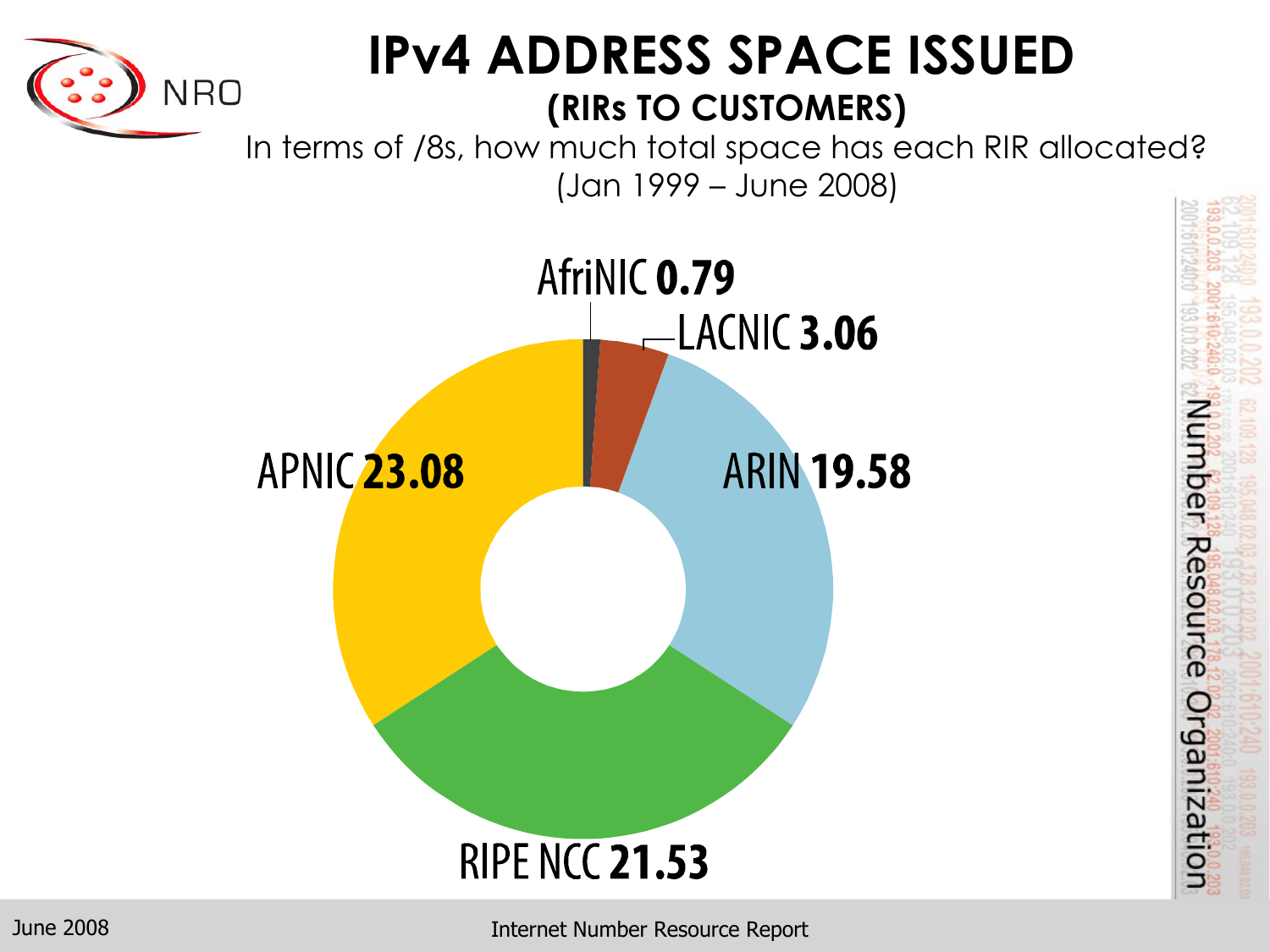# IPv4 ADDRESS SPACE ISSUED

## (RIRs TO CUSTOMERS)

In terms of /8s, how much total space has each RIR allocated?
(Jan 1999 – June 2008)

AfriNIC **0.79**

LACNIC **3.06**

APNIC **23.08**

ARIN **19.58**

RIPE NCC **21.53**

Number Resource Organization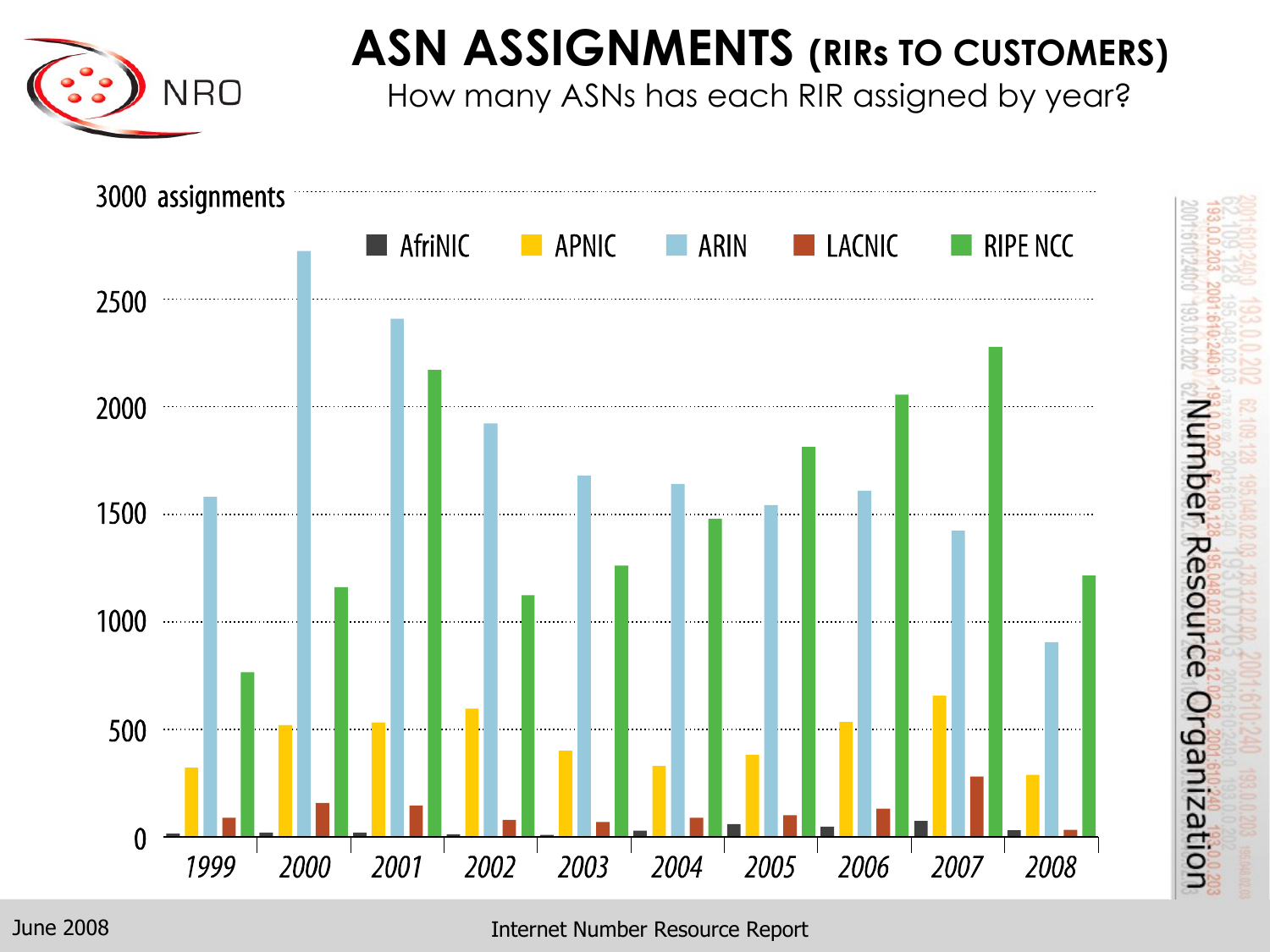# ASN ASSIGNMENTS (RIRs TO CUSTOMERS)

How many ASNs has each RIR assigned by year?

3000 assignments

AfriNIC APNIC ARIN LACNIC RIPE NCC

1999 2000 2001 2002 2003 2004 2005 2006 2007 2008

June 2008

Internet Number Resource Report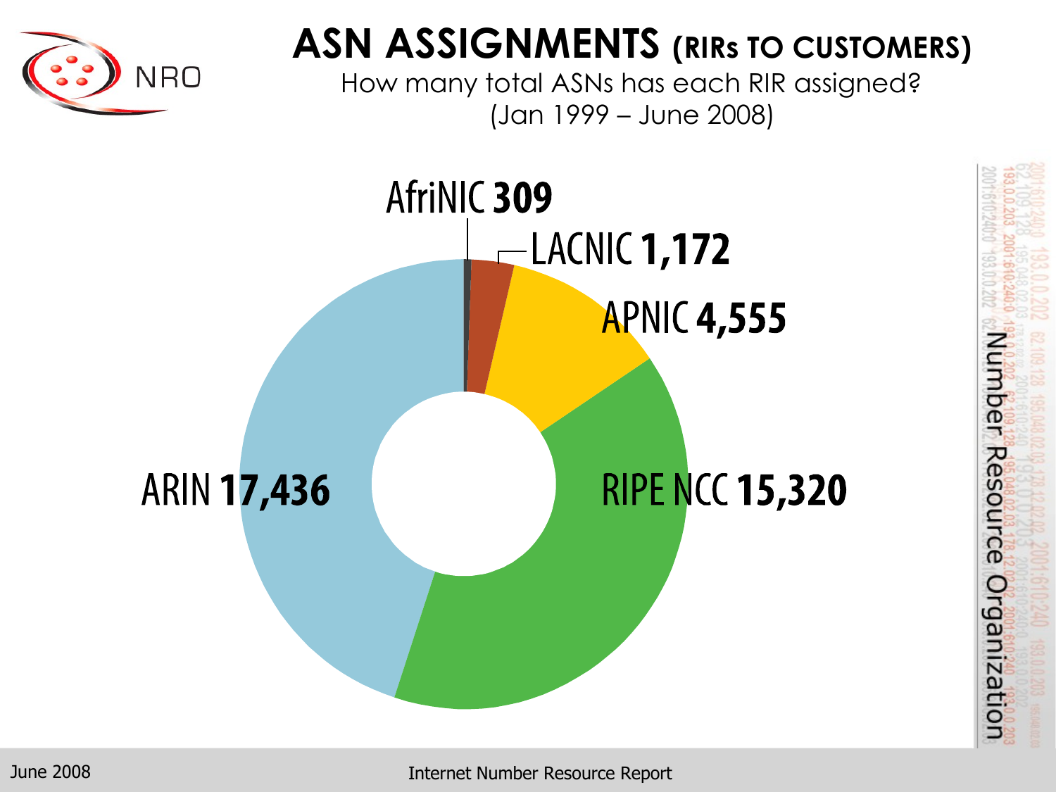# ASN ASSIGNMENTS (RIRs TO CUSTOMERS)

How many total ASNs has each RIR assigned?
(Jan 1999 – June 2008)

AfriNIC **309**

LACNIC **1,172**

APNIC **4,555**

ARIN **17,436**

RIPE NCC **15,320**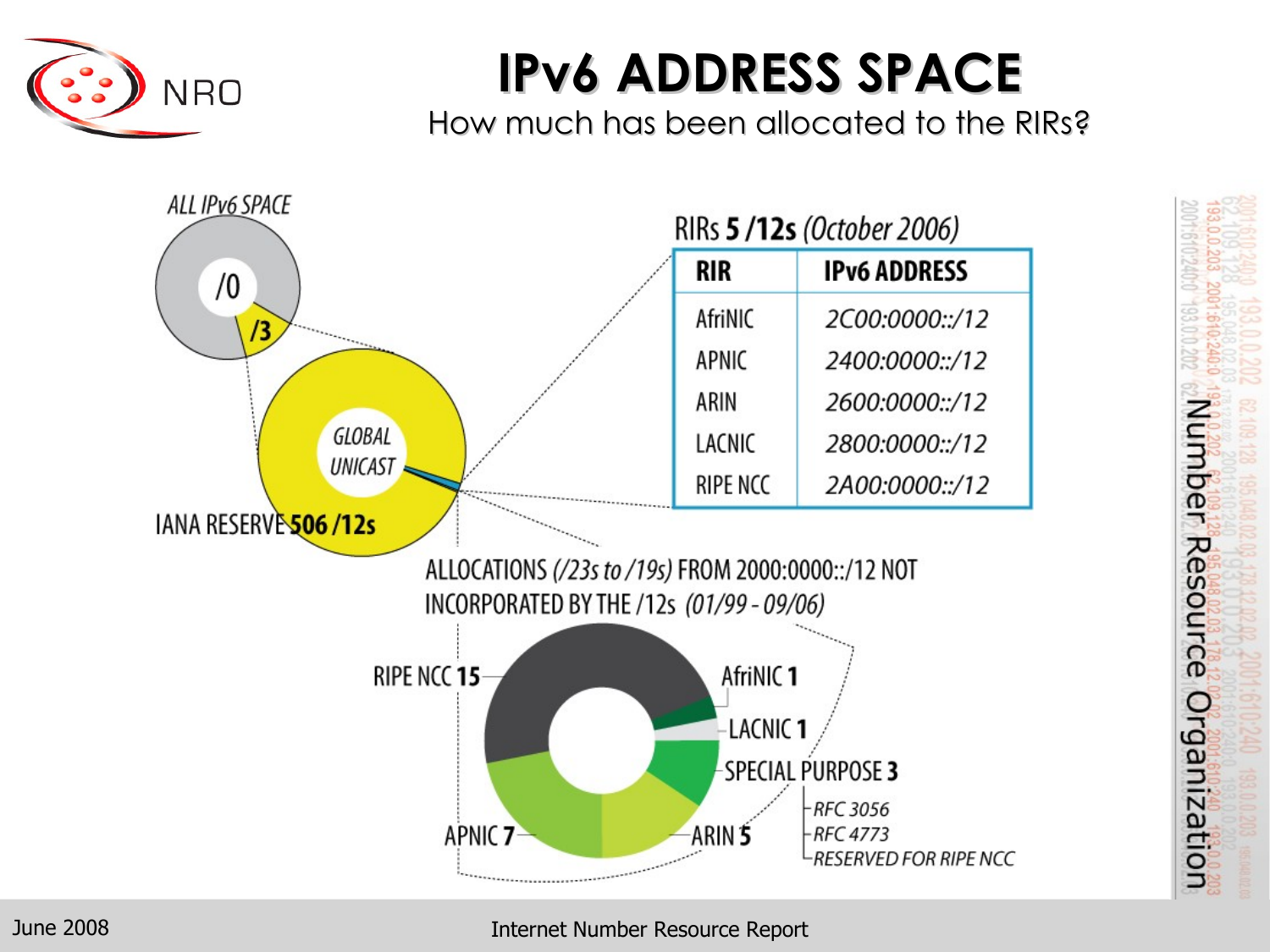# IPv6 ADDRESS SPACE

How much has been allocated to the RIRs?

ALL IPv6 SPACE

/0

/3

GLOBAL UNICAST

IANA RESERVE **506 /12s**

RIRs **5 /12s** *(October 2006)*

| RIR | IPv6 ADDRESS |
|---|---|
| AfriNIC | *2C00:0000::/12* |
| APNIC | *2400:0000::/12* |
| ARIN | *2600:0000::/12* |
| LACNIC | *2800:0000::/12* |
| RIPE NCC | *2A00:0000::/12* |

ALLOCATIONS *(/23s to /19s)* FROM 2000:0000::/12 NOT INCORPORATED BY THE /12s *(01/99 - 09/06)*

- RIPE NCC **15**
- AfriNIC **1**
- LACNIC **1**
- SPECIAL PURPOSE **3**
  - *RFC 3056*
  - *RFC 4773*
  - *RESERVED FOR RIPE NCC*
- ARIN **5**
- APNIC **7**

Number Resource Organization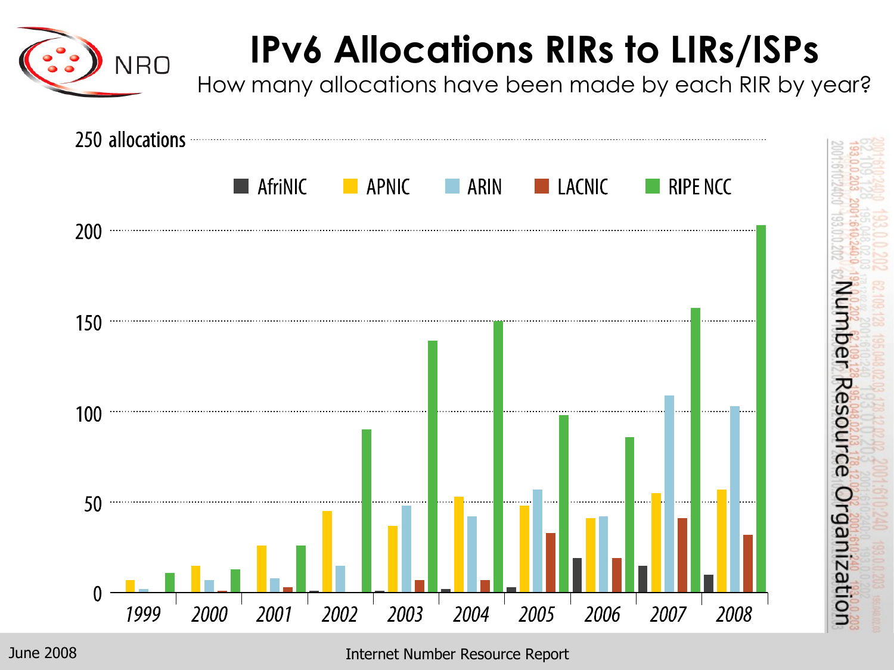# IPv6 Allocations RIRs to LIRs/ISPs

How many allocations have been made by each RIR by year?

250 allocations

AfriNIC | APNIC | ARIN | LACNIC | RIPE NCC

200

150

100

50

0

1999 2000 2001 2002 2003 2004 2005 2006 2007 2008

Number Resource Organization

June 2008

Internet Number Resource Report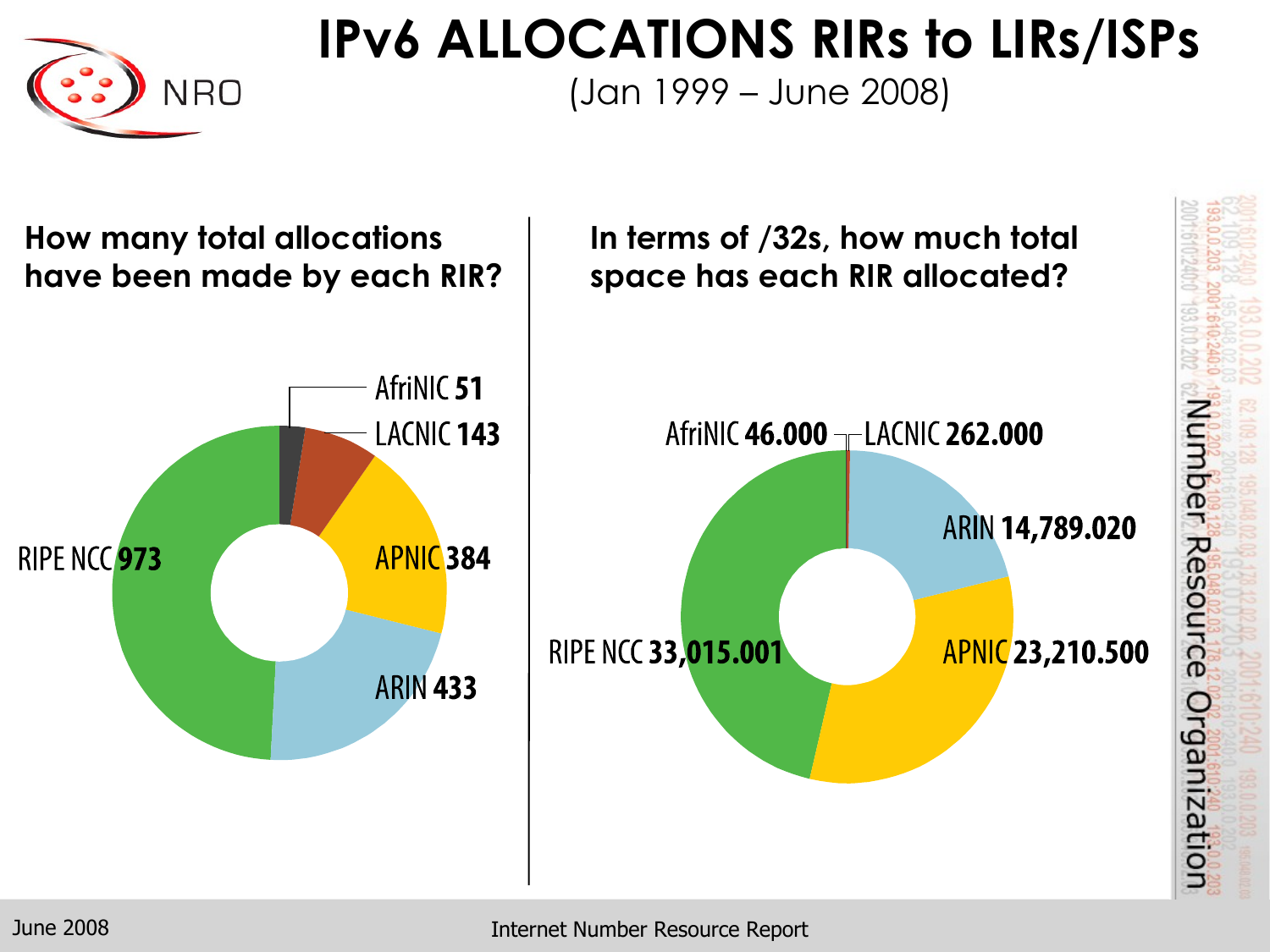# IPv6 ALLOCATIONS RIRs to LIRs/ISPs

(Jan 1999 – June 2008)

## How many total allocations have been made by each RIR?

| RIR | Allocations |
| --- | --- |
| AfriNIC | 51 |
| LACNIC | 143 |
| APNIC | 384 |
| ARIN | 433 |
| RIPE NCC | 973 |

## In terms of /32s, how much total space has each RIR allocated?

| RIR | /32s |
| --- | --- |
| AfriNIC | 46.000 |
| LACNIC | 262.000 |
| ARIN | 14,789.020 |
| APNIC | 23,210.500 |
| RIPE NCC | 33,015.001 |

June 2008

Internet Number Resource Report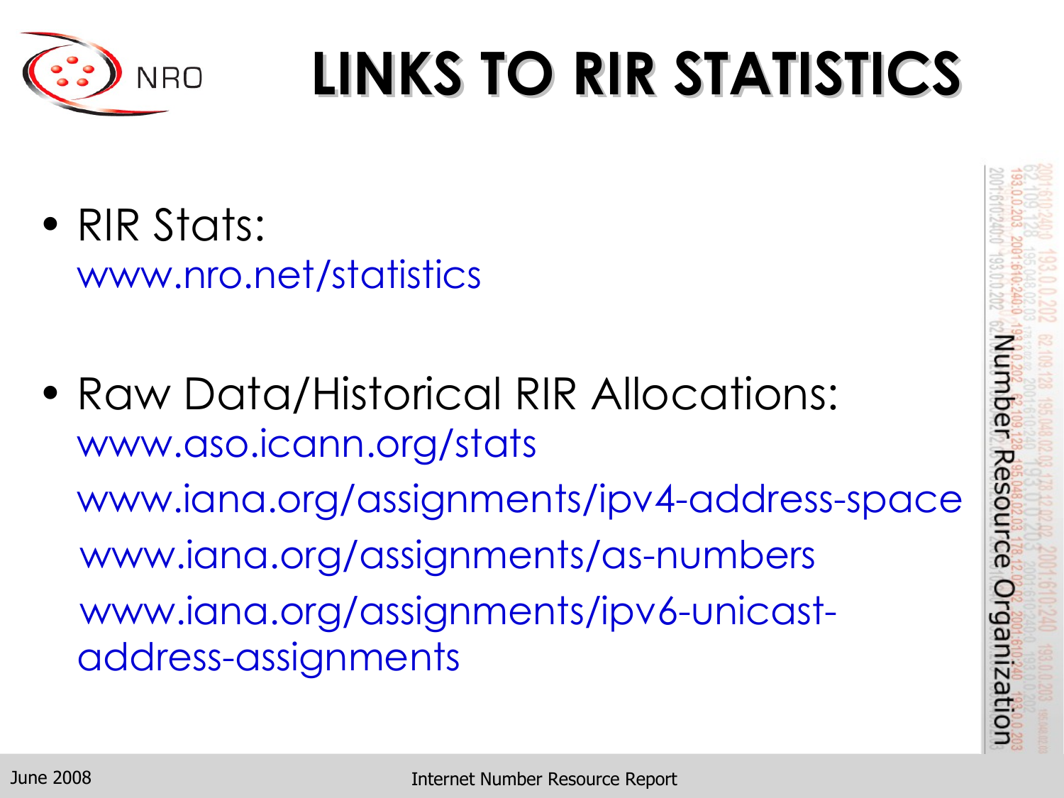# LINKS TO RIR STATISTICS

- RIR Stats:
  www.nro.net/statistics

- Raw Data/Historical RIR Allocations:
  www.aso.icann.org/stats
  www.iana.org/assignments/ipv4-address-space
  www.iana.org/assignments/as-numbers
  www.iana.org/assignments/ipv6-unicast-address-assignments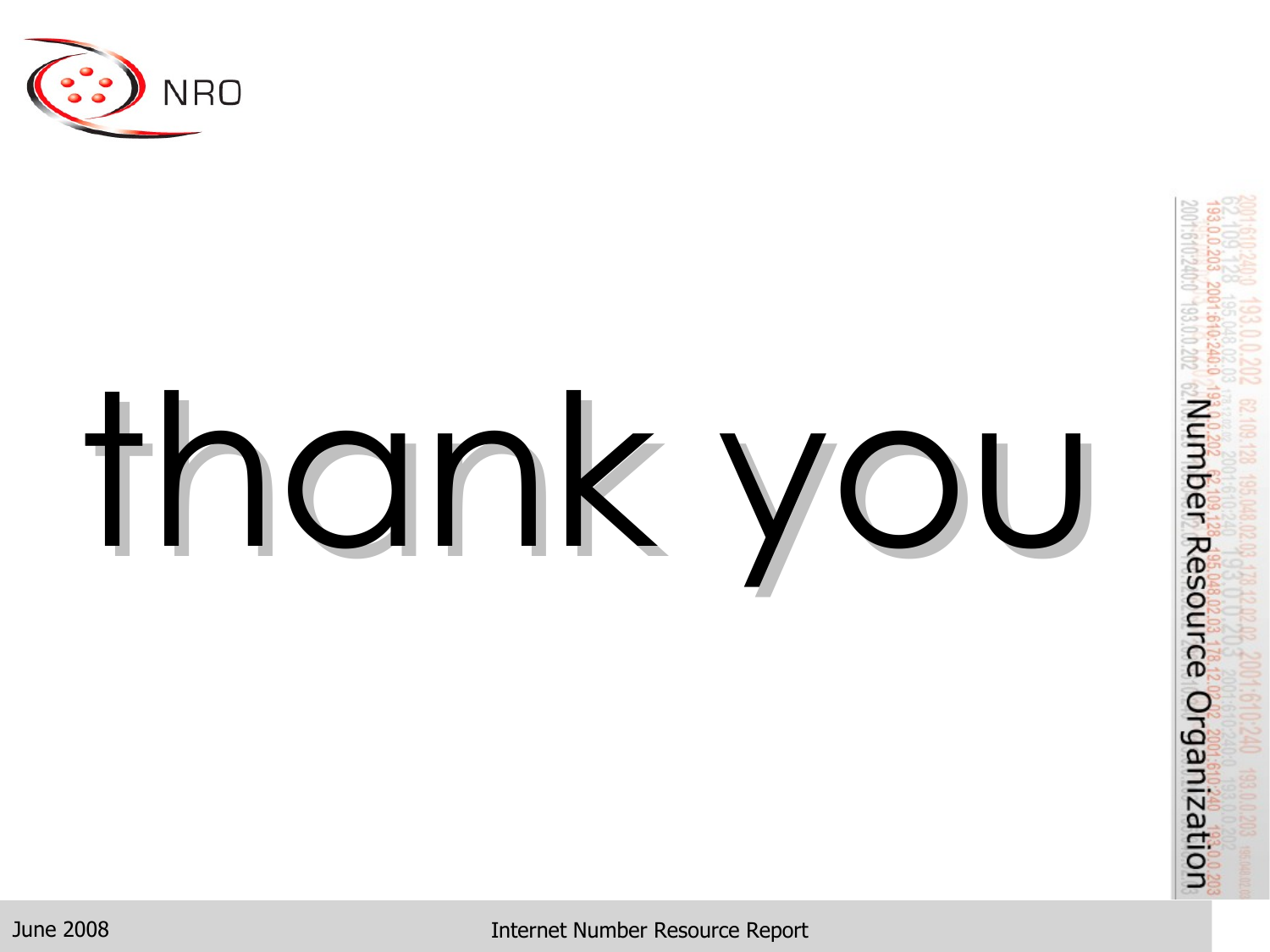NRO

# thank you

Number Resource Organization